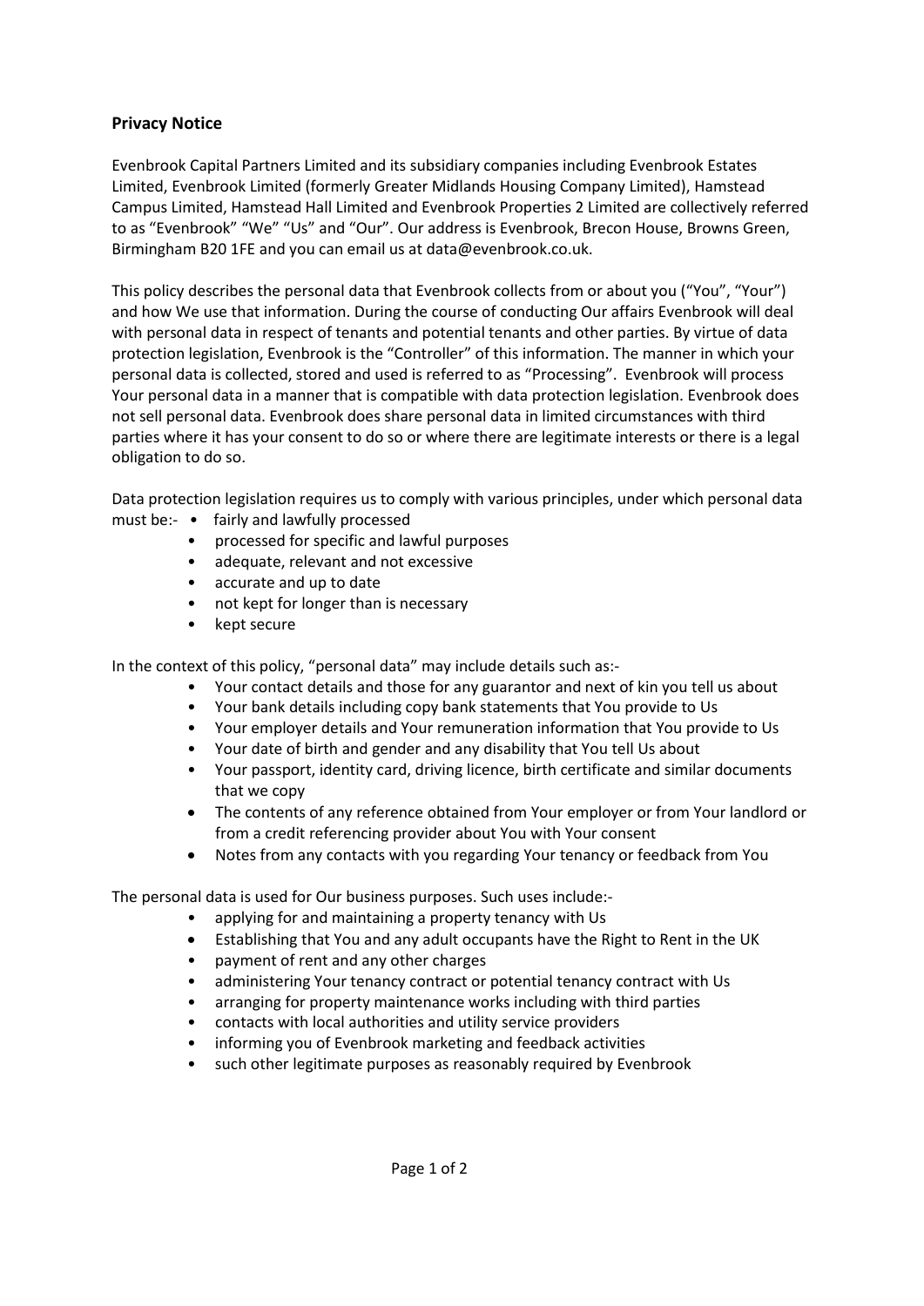## Privacy Notice

Evenbrook Capital Partners Limited and its subsidiary companies including Evenbrook Estates Limited, Evenbrook Limited (formerly Greater Midlands Housing Company Limited), Hamstead Campus Limited, Hamstead Hall Limited and Evenbrook Properties 2 Limited are collectively referred to as "Evenbrook" "We" "Us" and "Our". Our address is Evenbrook, Brecon House, Browns Green, Birmingham B20 1FE and you can email us at data@evenbrook.co.uk.

This policy describes the personal data that Evenbrook collects from or about you ("You", "Your") and how We use that information. During the course of conducting Our affairs Evenbrook will deal with personal data in respect of tenants and potential tenants and other parties. By virtue of data protection legislation, Evenbrook is the "Controller" of this information. The manner in which your personal data is collected, stored and used is referred to as "Processing". Evenbrook will process Your personal data in a manner that is compatible with data protection legislation. Evenbrook does not sell personal data. Evenbrook does share personal data in limited circumstances with third parties where it has your consent to do so or where there are legitimate interests or there is a legal obligation to do so.

Data protection legislation requires us to comply with various principles, under which personal data must be:-

- fairly and lawfully processed
- processed for specific and lawful purposes
- adequate, relevant and not excessive
- accurate and up to date
- not kept for longer than is necessary
- kept secure

In the context of this policy, "personal data" may include details such as:-

- Your contact details and those for any guarantor and next of kin you tell us about
- Your bank details including copy bank statements that You provide to Us
- Your employer details and Your remuneration information that You provide to Us
- Your date of birth and gender and any disability that You tell Us about
- Your passport, identity card, driving licence, birth certificate and similar documents that we copy
- The contents of any reference obtained from Your employer or from Your landlord or from a credit referencing provider about You with Your consent
- Notes from any contacts with you regarding Your tenancy or feedback from You

The personal data is used for Our business purposes. Such uses include:-

- applying for and maintaining a property tenancy with Us
- Establishing that You and any adult occupants have the Right to Rent in the UK
- payment of rent and any other charges
- administering Your tenancy contract or potential tenancy contract with Us
- arranging for property maintenance works including with third parties
- contacts with local authorities and utility service providers
- informing you of Evenbrook marketing and feedback activities
- such other legitimate purposes as reasonably required by Evenbrook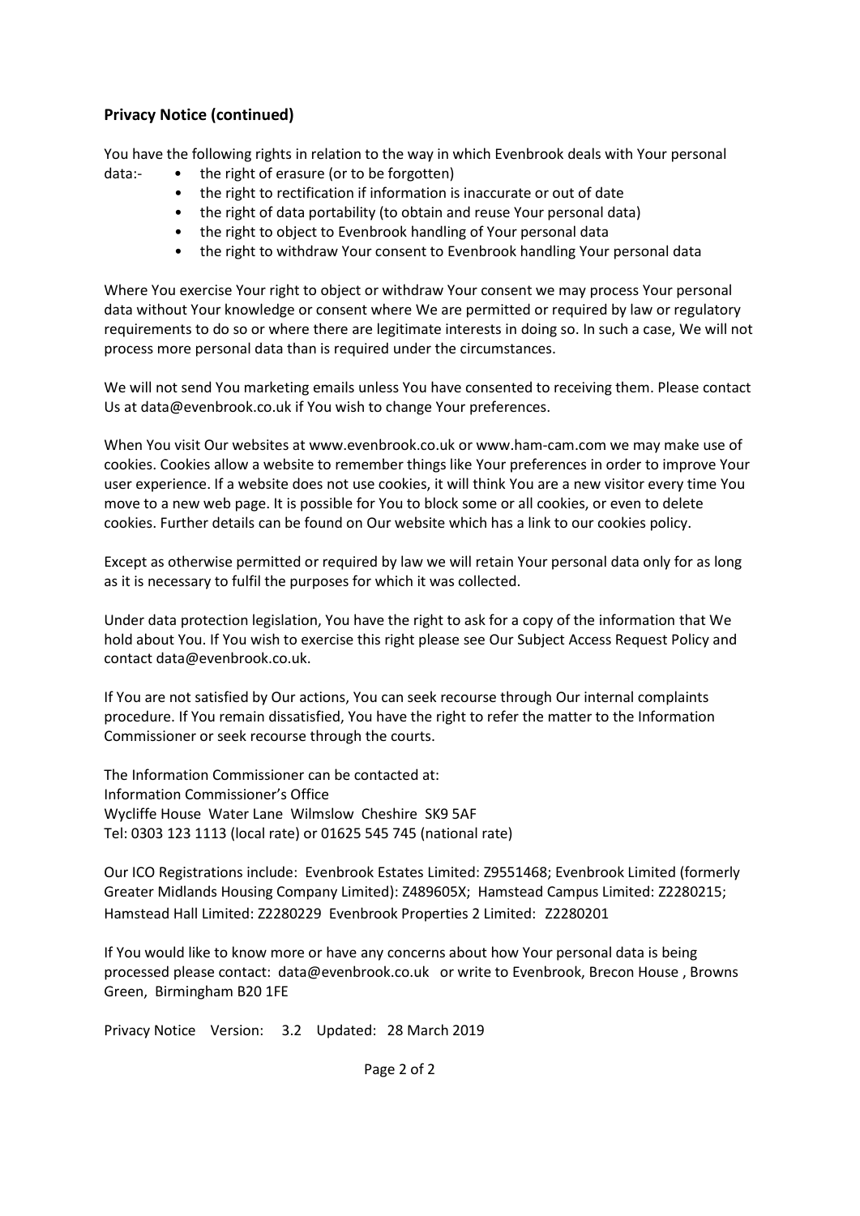**Privacy Notice (continued)**

You have the following rights in relation to the way in which Evenbrook deals with Your personal data:-

- the right of erasure (or to be forgotten)
- the right to rectification if information is inaccurate or out of date
- the right of data portability (to obtain and reuse Your personal data)
- the right to object to Evenbrook handling of Your personal data
- the right to withdraw Your consent to Evenbrook handling Your personal data

Where You exercise Your right to object or withdraw Your consent we may process Your personal data without Your knowledge or consent where We are permitted or required by law or regulatory requirements to do so or where there are legitimate interests in doing so. In such a case, We will not process more personal data than is required under the circumstances.

We will not send You marketing emails unless You have consented to receiving them. Please contact Us at data@evenbrook.co.uk if You wish to change Your preferences.

When You visit Our websites at www.evenbrook.co.uk or www.ham-cam.com we may make use of cookies. Cookies allow a website to remember things like Your preferences in order to improve Your user experience. If a website does not use cookies, it will think You are a new visitor every time You move to a new web page. It is possible for You to block some or all cookies, or even to delete cookies. Further details can be found on Our website which has a link to our cookies policy.

Except as otherwise permitted or required by law we will retain Your personal data only for as long as it is necessary to fulfil the purposes for which it was collected.

Under data protection legislation, You have the right to ask for a copy of the information that We hold about You. If You wish to exercise this right please see Our Subject Access Request Policy and contact data@evenbrook.co.uk.

If You are not satisfied by Our actions, You can seek recourse through Our internal complaints procedure. If You remain dissatisfied, You have the right to refer the matter to the Information Commissioner or seek recourse through the courts.

The Information Commissioner can be contacted at:
Information Commissioner's Office
Wycliffe House Water Lane Wilmslow Cheshire SK9 5AF
Tel: 0303 123 1113 (local rate) or 01625 545 745 (national rate)

Our ICO Registrations include: Evenbrook Estates Limited: Z9551468; Evenbrook Limited (formerly Greater Midlands Housing Company Limited): Z489605X; Hamstead Campus Limited: Z2280215; Hamstead Hall Limited: Z2280229 Evenbrook Properties 2 Limited: Z2280201

If You would like to know more or have any concerns about how Your personal data is being processed please contact: data@evenbrook.co.uk or write to Evenbrook, Brecon House , Browns Green, Birmingham B20 1FE

Privacy Notice Version: 3.2 Updated: 28 March 2019